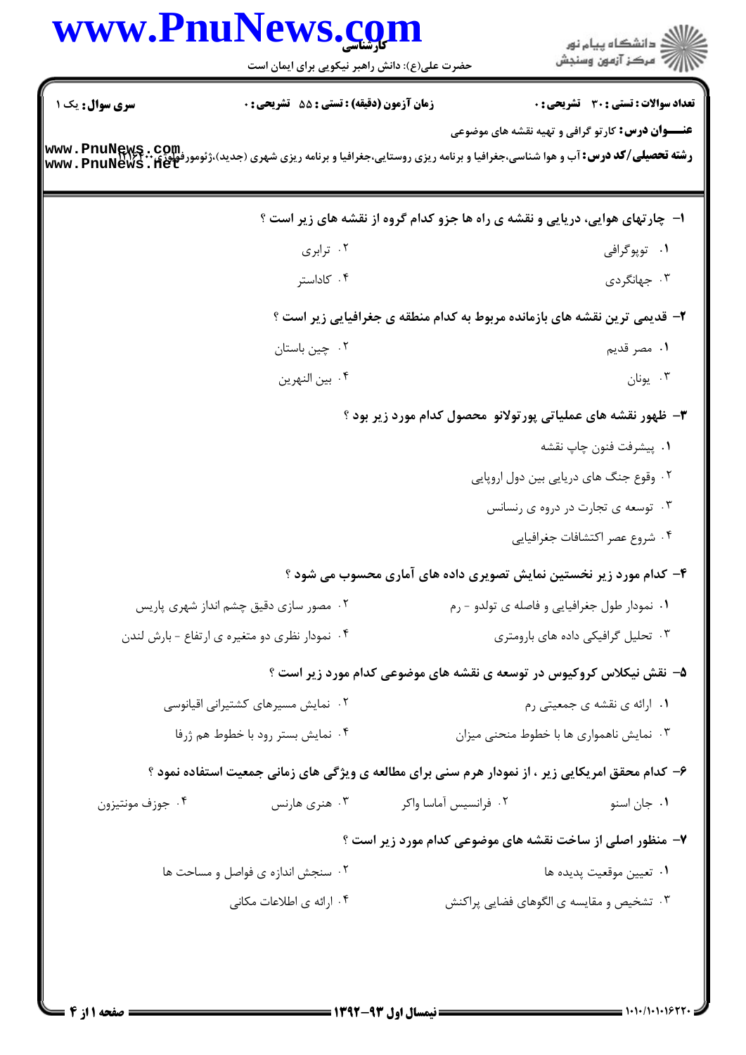**کارشناسی**

حضرت علی(ع): دانش راهبر نیکویی برای ایمان است

دانشگاه پیام نور
مرکز آزمون وسنجش

**سری سوال:** یک ۱ | **زمان آزمون (دقیقه) : تستی : ۵۵ تشریحی : ۰** | **تعداد سوالات : تستی : ۳۰ تشریحی : ۰**

**عنـــوان درس:** کارتو گرافی و تهیه نقشه های موضوعی

**رشته تحصیلی/کد درس:** آب و هوا شناسی،جغرافیا و برنامه ریزی روستایی،جغرافیا و برنامه ریزی شهری (جدید)،ژئومورفولوژی ۱۲۱۶۲۰۰

---

**۱- چارتهای هوایی، دریایی و نقشه ی راه ها جزو کدام گروه از نقشه های زیر است ؟**

۱. توپوگرافی
۲. ترابری
۳. جهانگردی
۴. کاداستر

**۲- قدیمی ترین نقشه های بازمانده مربوط به کدام منطقه ی جغرافیایی زیر است ؟**

۱. مصر قدیم
۲. چین باستان
۳. یونان
۴. بین النهرین

**۳- ظهور نقشه های عملیاتی پورتولانو محصول کدام مورد زیر بود ؟**

۱. پیشرفت فنون چاپ نقشه
۲. وقوع جنگ های دریایی بین دول اروپایی
۳. توسعه ی تجارت در دروه ی رنسانس
۴. شروع عصر اکتشافات جغرافیایی

**۴- کدام مورد زیر نخستین نمایش تصویری داده های آماری محسوب می شود ؟**

۱. نمودار طول جغرافیایی و فاصله ی تولدو - رم
۲. مصور سازی دقیق چشم انداز شهری پاریس
۳. تحلیل گرافیکی داده های بارومتری
۴. نمودار نظری دو متغیره ی ارتفاع - بارش لندن

**۵- نقش نیکلاس کروکیوس در توسعه ی نقشه های موضوعی کدام مورد زیر است ؟**

۱. ارائه ی نقشه ی جمعیتی رم
۲. نمایش مسیرهای کشتیرانی اقیانوسی
۳. نمایش ناهمواری ها با خطوط منحنی میزان
۴. نمایش بستر رود با خطوط هم ژرفا

**۶- کدام محقق امریکایی زیر ، از نمودار هرم سنی برای مطالعه ی ویژگی های زمانی جمعیت استفاده نمود ؟**

۱. جان اسنو
۲. فرانسیس آماسا واکر
۳. هنری هارنس
۴. جوزف مونتیزون

**۷- منظور اصلی از ساخت نقشه های موضوعی کدام مورد زیر است ؟**

۱. تعیین موقعیت پدیده ها
۲. سنجش اندازه ی فواصل و مساحت ها
۳. تشخیص و مقایسه ی الگوهای فضایی پراکنش
۴. ارائه ی اطلاعات مکانی

نیمسال اول ۹۳-۱۳۹۲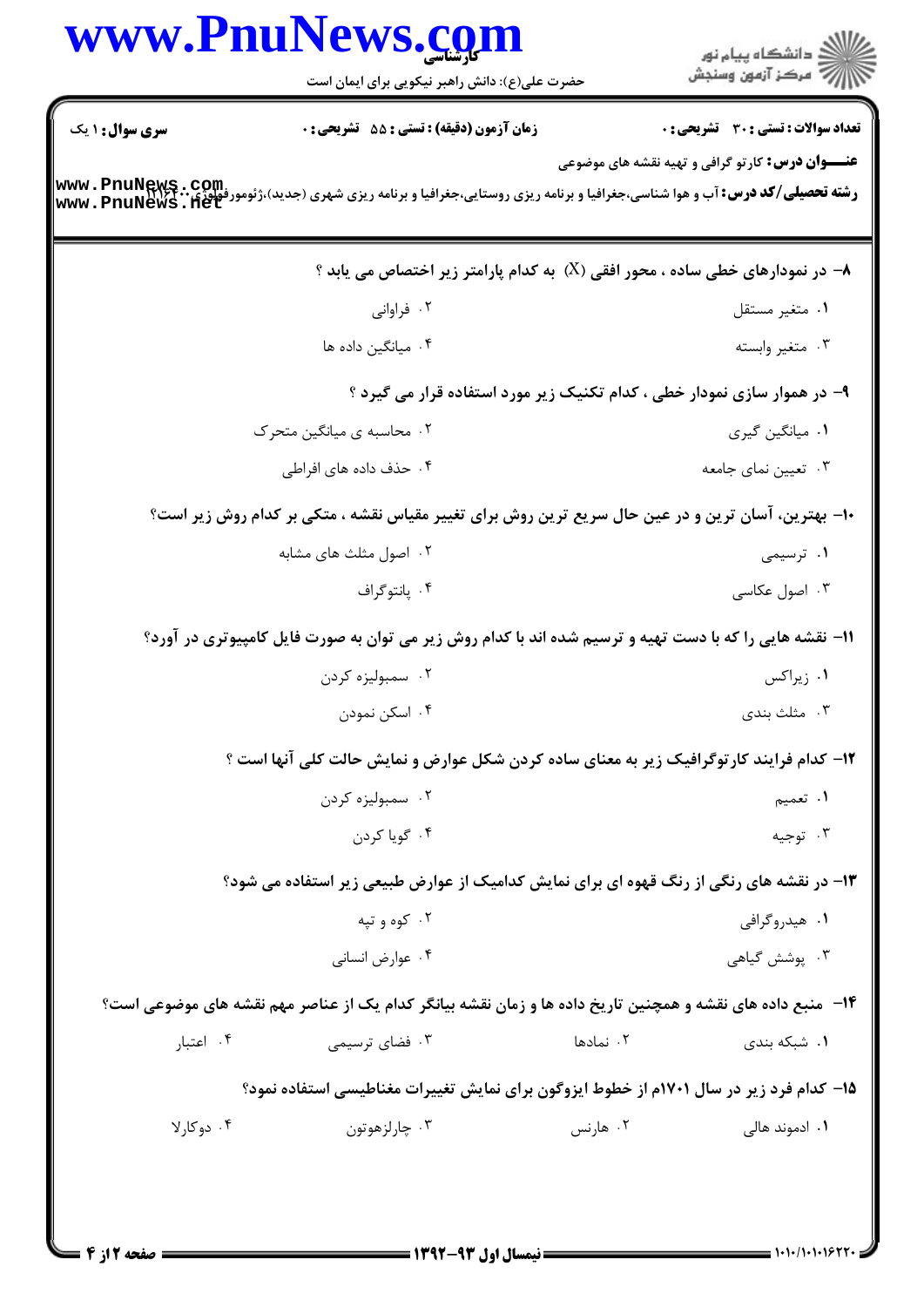**تعداد سوالات : تستی : ۳۰ تشریحی : ۰** | **زمان آزمون (دقیقه) : تستی : ۵۵ تشریحی : ۰** | **سری سوال : ۱ یک**

**عنـــوان درس:** کارتو گرافی و تهیه نقشه های موضوعی

**رشته تحصیلی/کد درس:** آب و هوا شناسی،جغرافیا و برنامه ریزی روستایی،جغرافیا و برنامه ریزی شهری (جدید)،ژئومورفولوژی ۱۲۱۶۲۰۰

---

**۸- در نمودارهای خطی ساده ، محور افقی (X) به کدام پارامتر زیر اختصاص می یابد ؟**

۱. متغیر مستقل
۲. فراوانی
۳. متغیر وابسته
۴. میانگین داده ها

**۹- در هموار سازی نمودار خطی ، کدام تکنیک زیر مورد استفاده قرار می گیرد ؟**

۱. میانگین گیری
۲. محاسبه ی میانگین متحرک
۳. تعیین نمای جامعه
۴. حذف داده های افراطی

**۱۰- بهترین، آسان ترین و در عین حال سریع ترین روش برای تغییر مقیاس نقشه ، متکی بر کدام روش زیر است؟**

۱. ترسیمی
۲. اصول مثلث های مشابه
۳. اصول عکاسی
۴. پانتوگراف

**۱۱- نقشه هایی را که با دست تهیه و ترسیم شده اند با کدام روش زیر می توان به صورت فایل کامپیوتری در آورد؟**

۱. زیراکس
۲. سمبولیزه کردن
۳. مثلث بندی
۴. اسکن نمودن

**۱۲- کدام فرایند کارتوگرافیک زیر به معنای ساده کردن شکل عوارض و نمایش حالت کلی آنها است ؟**

۱. تعمیم
۲. سمبولیزه کردن
۳. توجیه
۴. گویا کردن

**۱۳- در نقشه های رنگی از رنگ قهوه ای برای نمایش کدامیک از عوارض طبیعی زیر استفاده می شود؟**

۱. هیدروگرافی
۲. کوه و تپه
۳. پوشش گیاهی
۴. عوارض انسانی

**۱۴- منبع داده های نقشه و همچنین تاریخ داده ها و زمان نقشه بیانگر کدام یک از عناصر مهم نقشه های موضوعی است؟**

۱. شبکه بندی
۲. نمادها
۳. فضای ترسیمی
۴. اعتبار

**۱۵- کدام فرد زیر در سال ۱۷۰۱م از خطوط ایزوگون برای نمایش تغییرات مغناطیسی استفاده نمود؟**

۱. ادموند هالی
۲. هارنس
۳. چارلزهوتون
۴. دوکارلا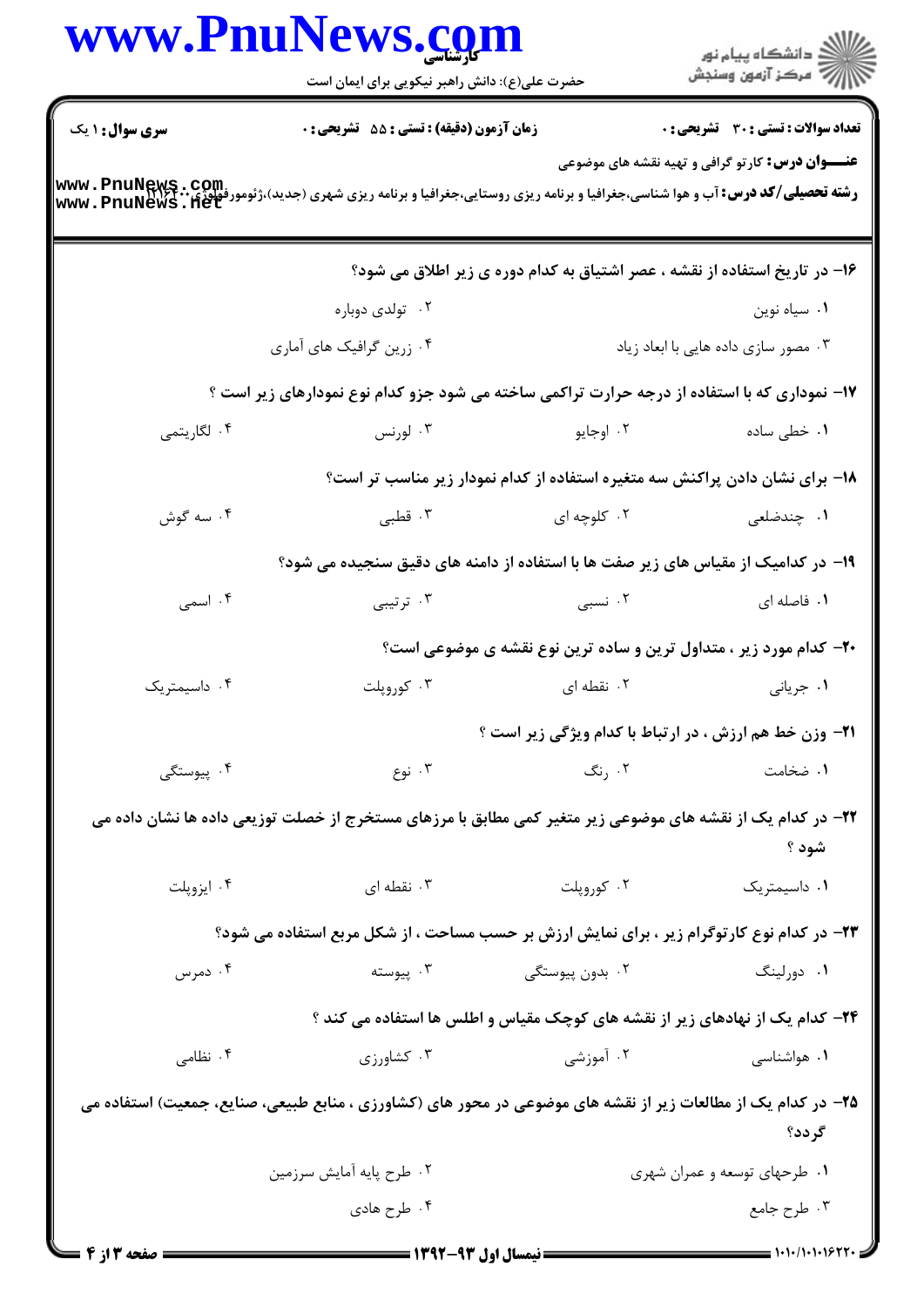**تعداد سوالات : تستی : ۳۰ تشریحی : ۰** | **زمان آزمون (دقیقه) : تستی : ۵۵ تشریحی : ۰** | **سری سوال : ۱ یک**

**عنـــوان درس:** کارتو گرافی و تهیه نقشه های موضوعی

**رشته تحصیلی/کد درس:** آب و هوا شناسی،جغرافیا و برنامه ریزی روستایی،جغرافیا و برنامه ریزی شهری (جدید)،ژئومورفولوژی ۱۲۱۶۲۰۰

**۱۶-** در تاریخ استفاده از نقشه ، عصر اشتیاق به کدام دوره ی زیر اطلاق می شود؟

۱. سیاه نوین

۲. تولدی دوباره

۳. مصور سازی داده هایی با ابعاد زیاد

۴. زرین گرافیک های آماری

**۱۷-** نموداری که با استفاده از درجه حرارت تراکمی ساخته می شود جزو کدام نوع نمودارهای زیر است ؟

۱. خطی ساده

۲. اوجایو

۳. لورنس

۴. لگاریتمی

**۱۸-** برای نشان دادن پراکنش سه متغیره استفاده از کدام نمودار زیر مناسب تر است؟

۱. چندضلعی

۲. کلوچه ای

۳. قطبی

۴. سه گوش

**۱۹-** در کدامیک از مقیاس های زیر صفت ها با استفاده از دامنه های دقیق سنجیده می شود؟

۱. فاصله ای

۲. نسبی

۳. ترتیبی

۴. اسمی

**۲۰-** کدام مورد زیر ، متداول ترین و ساده ترین نوع نقشه ی موضوعی است؟

۱. جریانی

۲. نقطه ای

۳. کوروپلت

۴. داسیمتریک

**۲۱-** وزن خط هم ارزش ، در ارتباط با کدام ویژگی زیر است ؟

۱. ضخامت

۲. رنگ

۳. نوع

۴. پیوستگی

**۲۲-** در کدام یک از نقشه های موضوعی زیر متغیر کمی مطابق با مرزهای مستخرج از خصلت توزیعی داده ها نشان داده می شود ؟

۱. داسیمتریک

۲. کوروپلت

۳. نقطه ای

۴. ایزوپلت

**۲۳-** در کدام نوع کارتوگرام زیر ، برای نمایش ارزش بر حسب مساحت ، از شکل مربع استفاده می شود؟

۱. دورلینگ

۲. بدون پیوستگی

۳. پیوسته

۴. دمرس

**۲۴-** کدام یک از نهادهای زیر از نقشه های کوچک مقیاس و اطلس ها استفاده می کند ؟

۱. هواشناسی

۲. آموزشی

۳. کشاورزی

۴. نظامی

**۲۵-** در کدام یک از مطالعات زیر از نقشه های موضوعی در محور های (کشاورزی ، منابع طبیعی، صنایع، جمعیت) استفاده می گردد؟

۱. طرحهای توسعه و عمران شهری

۲. طرح پایه آمایش سرزمین

۳. طرح جامع

۴. طرح هادی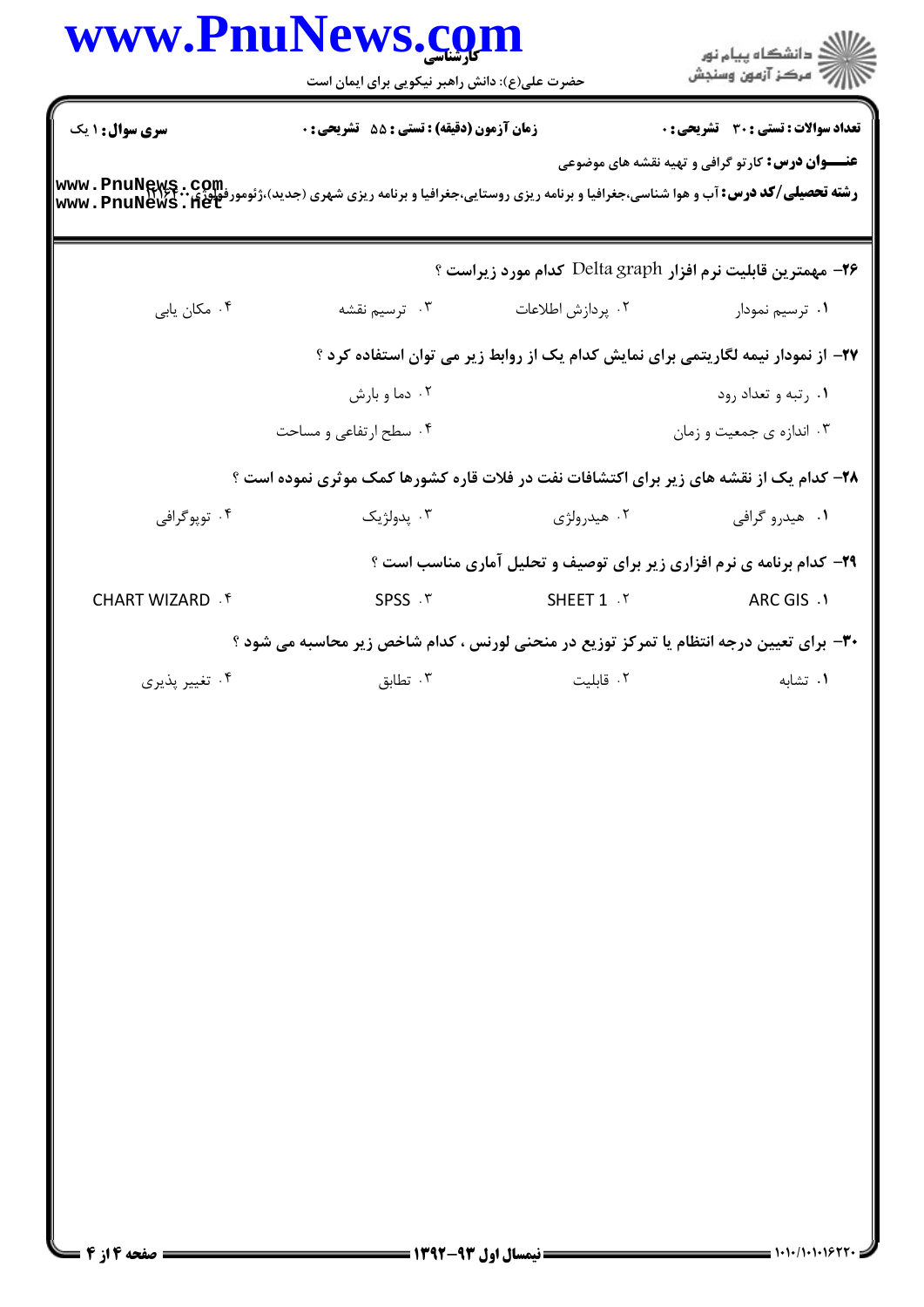**سری سوال:** ۱ یک | **زمان آزمون (دقیقه) : تستی :** ۵۵ **تشریحی :** ۰ | **تعداد سوالات : تستی :** ۳۰ **تشریحی :** ۰

**عنـــوان درس:** کارتو گرافی و تهیه نقشه های موضوعی

**رشته تحصیلی/کد درس:** آب و هوا شناسی،جغرافیا و برنامه ریزی روستایی،جغرافیا و برنامه ریزی شهری (جدید)،ژئومورفولوژی ۱۲۱۶۲۰۰

**۲۶- مهمترین قابلیت نرم افزار Delta graph کدام مورد زیراست ؟**

۱. ترسیم نمودار
۲. پردازش اطلاعات
۳. ترسیم نقشه
۴. مکان یابی

**۲۷- از نمودار نیمه لگاریتمی برای نمایش کدام یک از روابط زیر می توان استفاده کرد ؟**

۱. رتبه و تعداد رود
۲. دما و بارش
۳. اندازه ی جمعیت و زمان
۴. سطح ارتفاعی و مساحت

**۲۸- کدام یک از نقشه های زیر برای اکتشافات نفت در فلات قاره کشورها کمک موثری نموده است ؟**

۱. هیدرو گرافی
۲. هیدرولژی
۳. پدولژیک
۴. توپوگرافی

**۲۹- کدام برنامه ی نرم افزاری زیر برای توصیف و تحلیل آماری مناسب است ؟**

۱. ARC GIS
۲. SHEET 1
۳. SPSS
۴. CHART WIZARD

**۳۰- برای تعیین درجه انتظام یا تمرکز توزیع در منحنی لورنس ، کدام شاخص زیر محاسبه می شود ؟**

۱. تشابه
۲. قابلیت
۳. تطابق
۴. تغییر پذیری